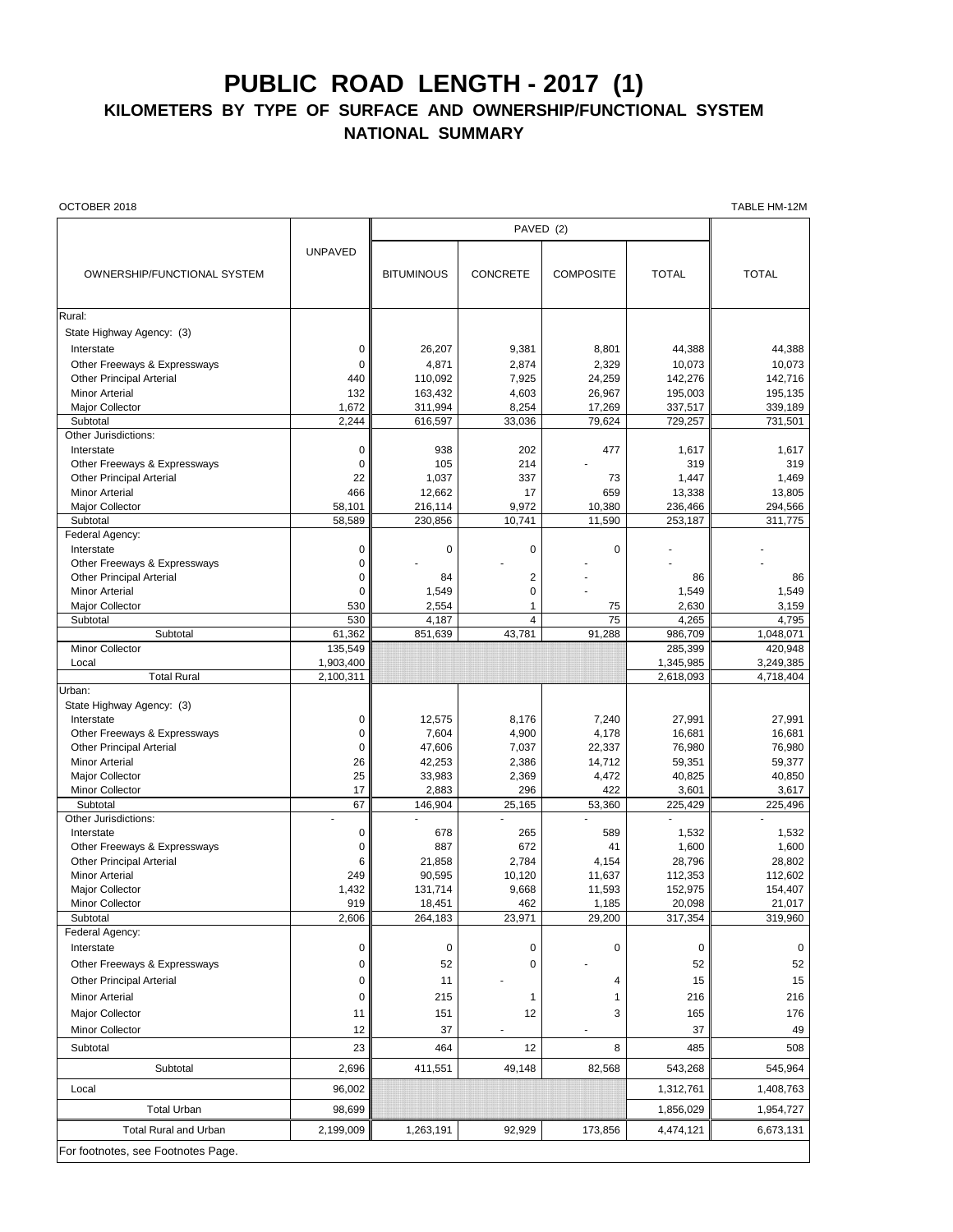# PUBLIC ROAD LENGTH - 2017 (1)

## KILOMETERS BY TYPE OF SURFACE AND OWNERSHIP/FUNCTIONAL SYSTEM

### NATIONAL SUMMARY

OCTOBER 2018 TABLE HM-12M

| OWNERSHIP/FUNCTIONAL SYSTEM | UNPAVED | PAVED (2) | | | | TOTAL |
|---|---|---|---|---|---|---|
| | | BITUMINOUS | CONCRETE | COMPOSITE | TOTAL | |
| Rural: | | | | | | |
| State Highway Agency: (3) | | | | | | |
| Interstate | 0 | 26,207 | 9,381 | 8,801 | 44,388 | 44,388 |
| Other Freeways & Expressways | 0 | 4,871 | 2,874 | 2,329 | 10,073 | 10,073 |
| Other Principal Arterial | 440 | 110,092 | 7,925 | 24,259 | 142,276 | 142,716 |
| Minor Arterial | 132 | 163,432 | 4,603 | 26,967 | 195,003 | 195,135 |
| Major Collector | 1,672 | 311,994 | 8,254 | 17,269 | 337,517 | 339,189 |
| Subtotal | 2,244 | 616,597 | 33,036 | 79,624 | 729,257 | 731,501 |
| Other Jurisdictions: | | | | | | |
| Interstate | 0 | 938 | 202 | 477 | 1,617 | 1,617 |
| Other Freeways & Expressways | 0 | 105 | 214 | - | 319 | 319 |
| Other Principal Arterial | 22 | 1,037 | 337 | 73 | 1,447 | 1,469 |
| Minor Arterial | 466 | 12,662 | 17 | 659 | 13,338 | 13,805 |
| Major Collector | 58,101 | 216,114 | 9,972 | 10,380 | 236,466 | 294,566 |
| Subtotal | 58,589 | 230,856 | 10,741 | 11,590 | 253,187 | 311,775 |
| Federal Agency: | | | | | | |
| Interstate | 0 | 0 | 0 | 0 | - | - |
| Other Freeways & Expressways | 0 | - | - | - | - | - |
| Other Principal Arterial | 0 | 84 | 2 | - | 86 | 86 |
| Minor Arterial | 0 | 1,549 | 0 | - | 1,549 | 1,549 |
| Major Collector | 530 | 2,554 | 1 | 75 | 2,630 | 3,159 |
| Subtotal | 530 | 4,187 | 4 | 75 | 4,265 | 4,795 |
| Subtotal | 61,362 | 851,639 | 43,781 | 91,288 | 986,709 | 1,048,071 |
| Minor Collector | 135,549 | | | | 285,399 | 420,948 |
| Local | 1,903,400 | | | | 1,345,985 | 3,249,385 |
| Total Rural | 2,100,311 | | | | 2,618,093 | 4,718,404 |
| Urban: | | | | | | |
| State Highway Agency: (3) | | | | | | |
| Interstate | 0 | 12,575 | 8,176 | 7,240 | 27,991 | 27,991 |
| Other Freeways & Expressways | 0 | 7,604 | 4,900 | 4,178 | 16,681 | 16,681 |
| Other Principal Arterial | 0 | 47,606 | 7,037 | 22,337 | 76,980 | 76,980 |
| Minor Arterial | 26 | 42,253 | 2,386 | 14,712 | 59,351 | 59,377 |
| Major Collector | 25 | 33,983 | 2,369 | 4,472 | 40,825 | 40,850 |
| Minor Collector | 17 | 2,883 | 296 | 422 | 3,601 | 3,617 |
| Subtotal | 67 | 146,904 | 25,165 | 53,360 | 225,429 | 225,496 |
| Other Jurisdictions: | - | - | - | - | - | - |
| Interstate | 0 | 678 | 265 | 589 | 1,532 | 1,532 |
| Other Freeways & Expressways | 0 | 887 | 672 | 41 | 1,600 | 1,600 |
| Other Principal Arterial | 6 | 21,858 | 2,784 | 4,154 | 28,796 | 28,802 |
| Minor Arterial | 249 | 90,595 | 10,120 | 11,637 | 112,353 | 112,602 |
| Major Collector | 1,432 | 131,714 | 9,668 | 11,593 | 152,975 | 154,407 |
| Minor Collector | 919 | 18,451 | 462 | 1,185 | 20,098 | 21,017 |
| Subtotal | 2,606 | 264,183 | 23,971 | 29,200 | 317,354 | 319,960 |
| Federal Agency: | | | | | | |
| Interstate | 0 | 0 | 0 | 0 | 0 | 0 |
| Other Freeways & Expressways | 0 | 52 | 0 | - | 52 | 52 |
| Other Principal Arterial | 0 | 11 | - | 4 | 15 | 15 |
| Minor Arterial | 0 | 215 | 1 | 1 | 216 | 216 |
| Major Collector | 11 | 151 | 12 | 3 | 165 | 176 |
| Minor Collector | 12 | 37 | - | - | 37 | 49 |
| Subtotal | 23 | 464 | 12 | 8 | 485 | 508 |
| Subtotal | 2,696 | 411,551 | 49,148 | 82,568 | 543,268 | 545,964 |
| Local | 96,002 | | | | 1,312,761 | 1,408,763 |
| Total Urban | 98,699 | | | | 1,856,029 | 1,954,727 |
| Total Rural and Urban | 2,199,009 | 1,263,191 | 92,929 | 173,856 | 4,474,121 | 6,673,131 |

For footnotes, see Footnotes Page.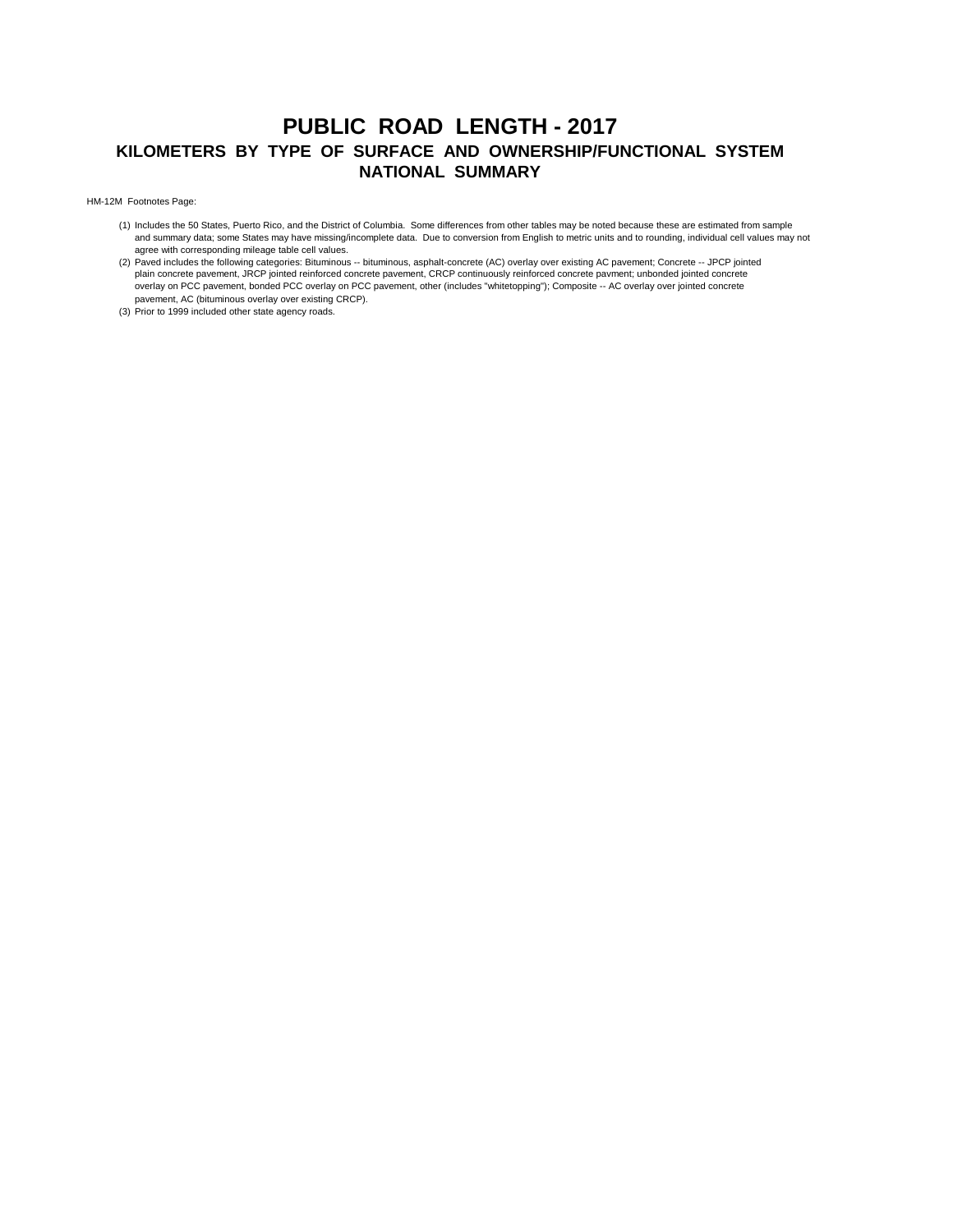# PUBLIC ROAD LENGTH - 2017

## KILOMETERS BY TYPE OF SURFACE AND OWNERSHIP/FUNCTIONAL SYSTEM

## NATIONAL SUMMARY

HM-12M Footnotes Page:

(1) Includes the 50 States, Puerto Rico, and the District of Columbia. Some differences from other tables may be noted because these are estimated from sample and summary data; some States may have missing/incomplete data. Due to conversion from English to metric units and to rounding, individual cell values may not agree with corresponding mileage table cell values.

(2) Paved includes the following categories: Bituminous -- bituminous, asphalt-concrete (AC) overlay over existing AC pavement; Concrete -- JPCP jointed plain concrete pavement, JRCP jointed reinforced concrete pavement, CRCP continuously reinforced concrete pavment; unbonded jointed concrete overlay on PCC pavement, bonded PCC overlay on PCC pavement, other (includes "whitetopping"); Composite -- AC overlay over jointed concrete pavement, AC (bituminous overlay over existing CRCP).

(3) Prior to 1999 included other state agency roads.